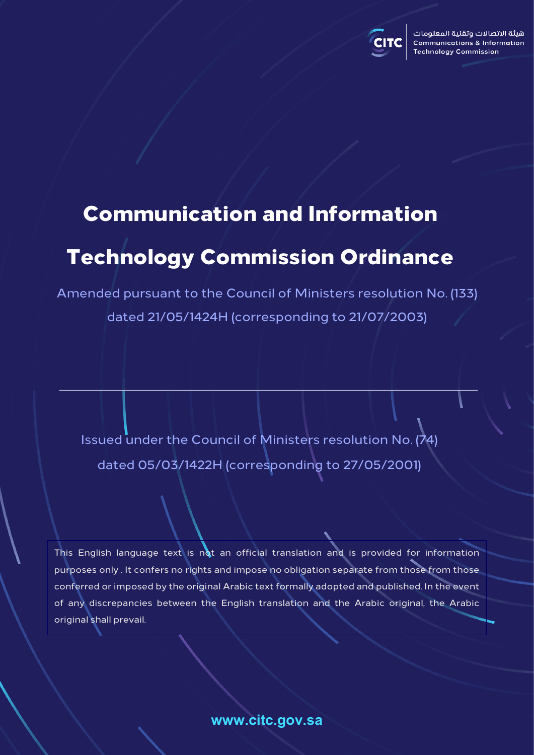هيئة الاتصالات وتقنية المعلومات
Communications & Information Technology Commission

# Communication and Information Technology Commission Ordinance

Amended pursuant to the Council of Ministers resolution No. (133) dated 21/05/1424H (corresponding to 21/07/2003)

---

Issued under the Council of Ministers resolution No. (74) dated 05/03/1422H (corresponding to 27/05/2001)

This English language text is not an official translation and is provided for information purposes only . It confers no rights and impose no obligation separate from those from those conferred or imposed by the original Arabic text formally adopted and published. In the event of any discrepancies between the English translation and the Arabic original, the Arabic original shall prevail.

www.citc.gov.sa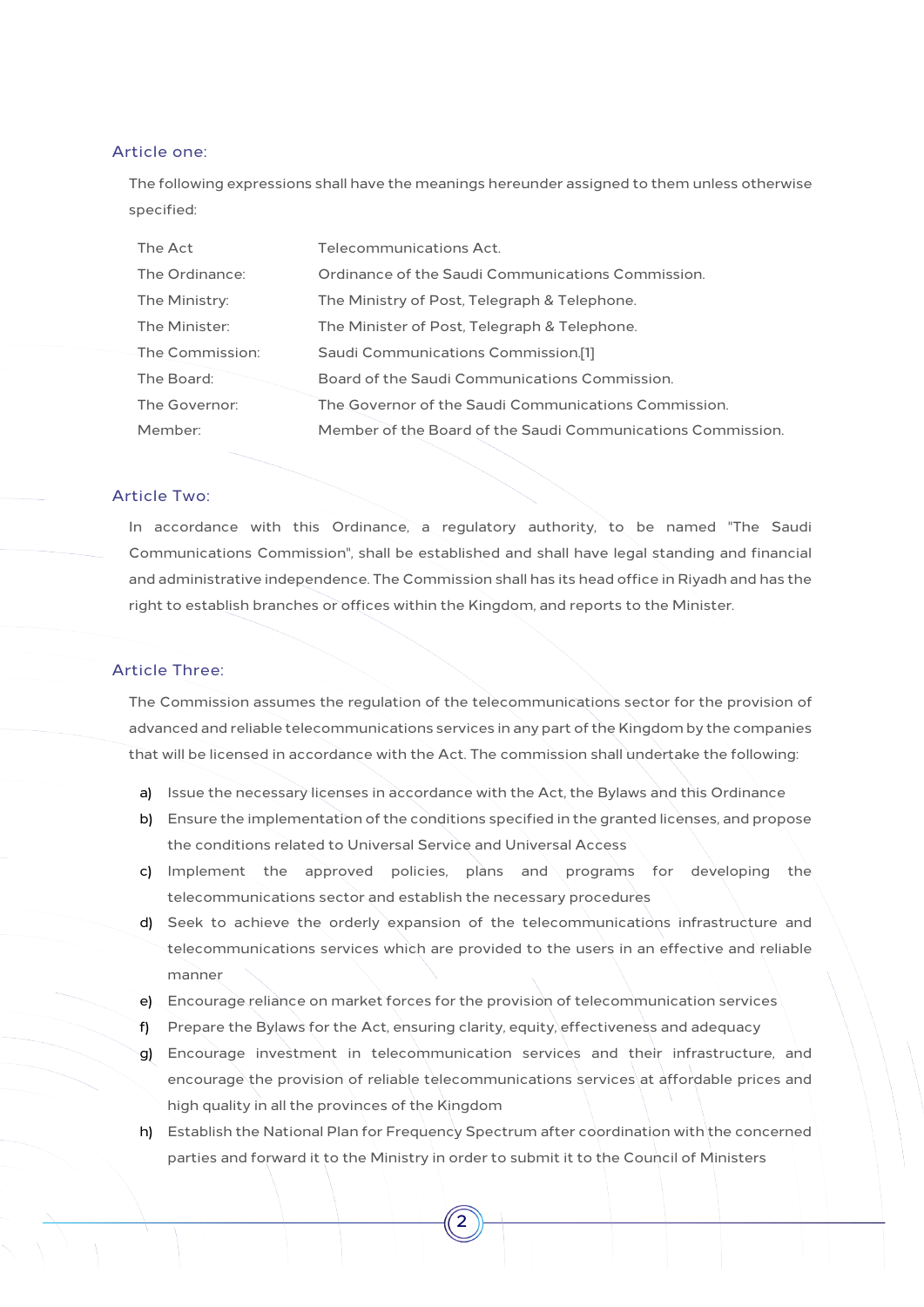## Article one:

The following expressions shall have the meanings hereunder assigned to them unless otherwise specified:

| | |
|---|---|
| The Act | Telecommunications Act. |
| The Ordinance: | Ordinance of the Saudi Communications Commission. |
| The Ministry: | The Ministry of Post, Telegraph & Telephone. |
| The Minister: | The Minister of Post, Telegraph & Telephone. |
| The Commission: | Saudi Communications Commission.[1] |
| The Board: | Board of the Saudi Communications Commission. |
| The Governor: | The Governor of the Saudi Communications Commission. |
| Member: | Member of the Board of the Saudi Communications Commission. |

## Article Two:

In accordance with this Ordinance, a regulatory authority, to be named "The Saudi Communications Commission", shall be established and shall have legal standing and financial and administrative independence. The Commission shall has its head office in Riyadh and has the right to establish branches or offices within the Kingdom, and reports to the Minister.

## Article Three:

The Commission assumes the regulation of the telecommunications sector for the provision of advanced and reliable telecommunications services in any part of the Kingdom by the companies that will be licensed in accordance with the Act. The commission shall undertake the following:

a) Issue the necessary licenses in accordance with the Act, the Bylaws and this Ordinance

b) Ensure the implementation of the conditions specified in the granted licenses, and propose the conditions related to Universal Service and Universal Access

c) Implement the approved policies, plans and programs for developing the telecommunications sector and establish the necessary procedures

d) Seek to achieve the orderly expansion of the telecommunications infrastructure and telecommunications services which are provided to the users in an effective and reliable manner

e) Encourage reliance on market forces for the provision of telecommunication services

f) Prepare the Bylaws for the Act, ensuring clarity, equity, effectiveness and adequacy

g) Encourage investment in telecommunication services and their infrastructure, and encourage the provision of reliable telecommunications services at affordable prices and high quality in all the provinces of the Kingdom

h) Establish the National Plan for Frequency Spectrum after coordination with the concerned parties and forward it to the Ministry in order to submit it to the Council of Ministers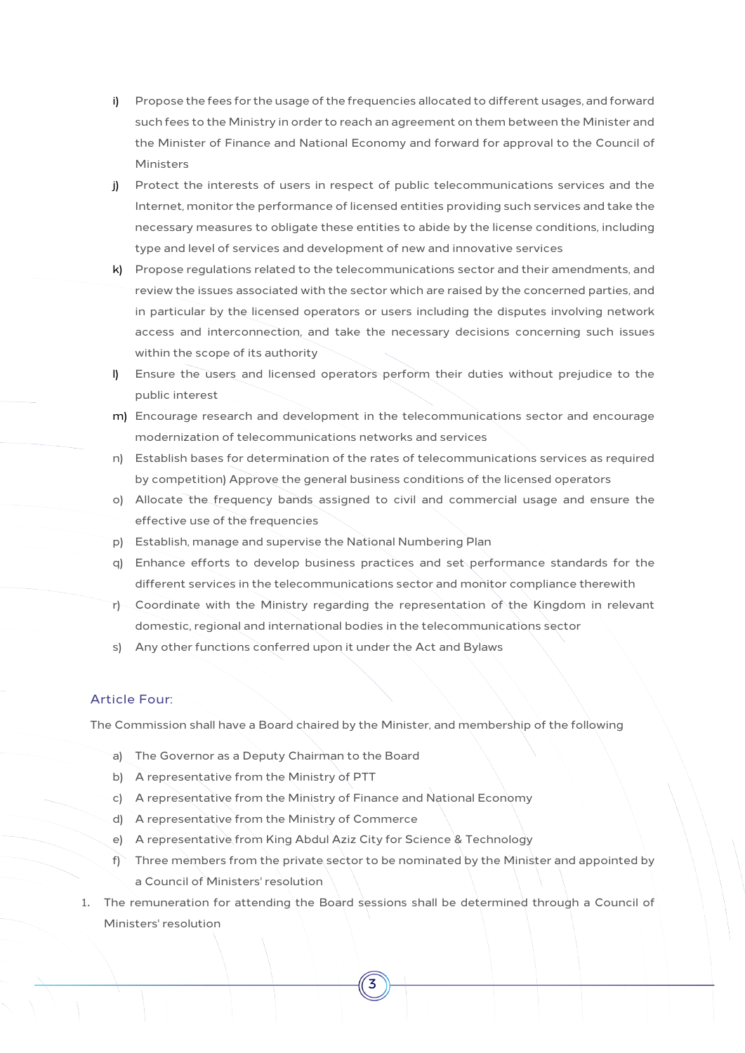i) Propose the fees for the usage of the frequencies allocated to different usages, and forward such fees to the Ministry in order to reach an agreement on them between the Minister and the Minister of Finance and National Economy and forward for approval to the Council of Ministers

j) Protect the interests of users in respect of public telecommunications services and the Internet, monitor the performance of licensed entities providing such services and take the necessary measures to obligate these entities to abide by the license conditions, including type and level of services and development of new and innovative services

k) Propose regulations related to the telecommunications sector and their amendments, and review the issues associated with the sector which are raised by the concerned parties, and in particular by the licensed operators or users including the disputes involving network access and interconnection, and take the necessary decisions concerning such issues within the scope of its authority

l) Ensure the users and licensed operators perform their duties without prejudice to the public interest

m) Encourage research and development in the telecommunications sector and encourage modernization of telecommunications networks and services

n) Establish bases for determination of the rates of telecommunications services as required by competition) Approve the general business conditions of the licensed operators

o) Allocate the frequency bands assigned to civil and commercial usage and ensure the effective use of the frequencies

p) Establish, manage and supervise the National Numbering Plan

q) Enhance efforts to develop business practices and set performance standards for the different services in the telecommunications sector and monitor compliance therewith

r) Coordinate with the Ministry regarding the representation of the Kingdom in relevant domestic, regional and international bodies in the telecommunications sector

s) Any other functions conferred upon it under the Act and Bylaws

## Article Four:

The Commission shall have a Board chaired by the Minister, and membership of the following

a) The Governor as a Deputy Chairman to the Board

b) A representative from the Ministry of PTT

c) A representative from the Ministry of Finance and National Economy

d) A representative from the Ministry of Commerce

e) A representative from King Abdul Aziz City for Science & Technology

f) Three members from the private sector to be nominated by the Minister and appointed by a Council of Ministers' resolution

1. The remuneration for attending the Board sessions shall be determined through a Council of Ministers' resolution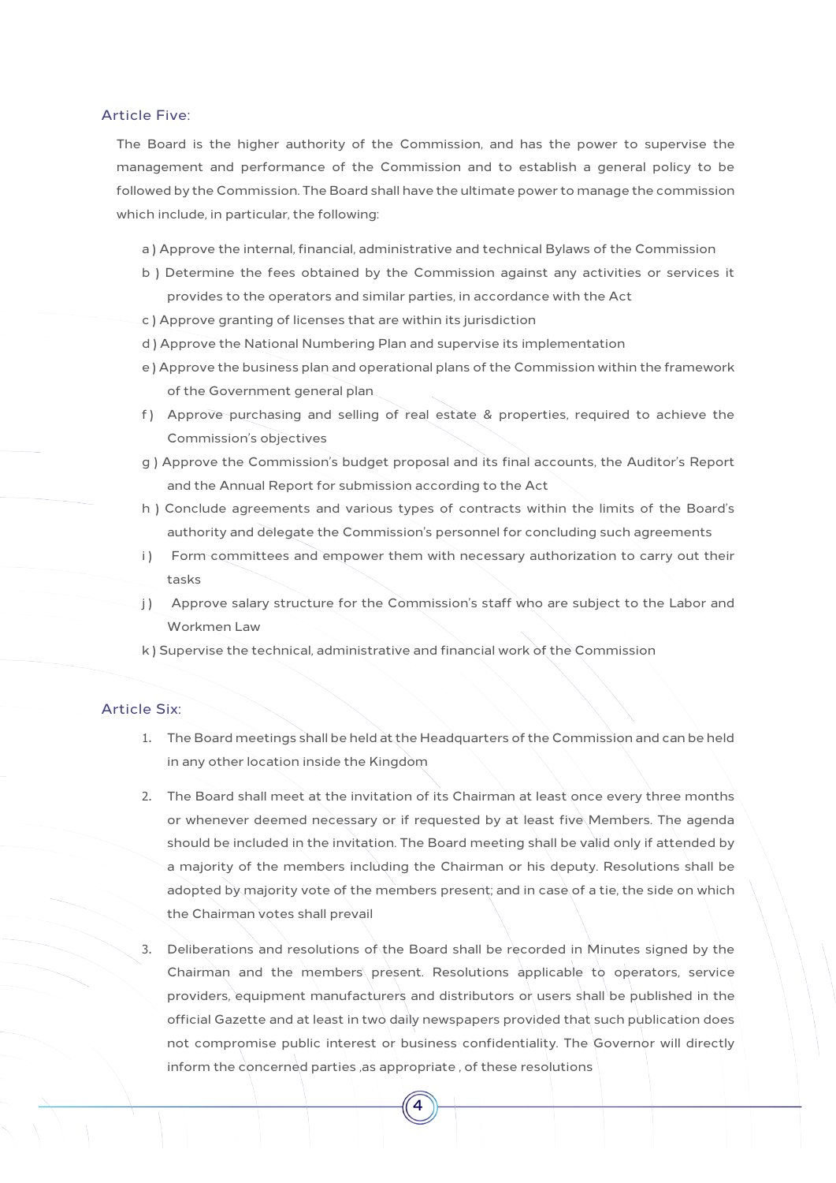## Article Five:

The Board is the higher authority of the Commission, and has the power to supervise the management and performance of the Commission and to establish a general policy to be followed by the Commission. The Board shall have the ultimate power to manage the commission which include, in particular, the following:

a ) Approve the internal, financial, administrative and technical Bylaws of the Commission

b ) Determine the fees obtained by the Commission against any activities or services it provides to the operators and similar parties, in accordance with the Act

c ) Approve granting of licenses that are within its jurisdiction

d ) Approve the National Numbering Plan and supervise its implementation

e ) Approve the business plan and operational plans of the Commission within the framework of the Government general plan

f ) Approve purchasing and selling of real estate & properties, required to achieve the Commission's objectives

g ) Approve the Commission's budget proposal and its final accounts, the Auditor's Report and the Annual Report for submission according to the Act

h ) Conclude agreements and various types of contracts within the limits of the Board's authority and delegate the Commission's personnel for concluding such agreements

i ) Form committees and empower them with necessary authorization to carry out their tasks

j ) Approve salary structure for the Commission's staff who are subject to the Labor and Workmen Law

k ) Supervise the technical, administrative and financial work of the Commission

## Article Six:

1. The Board meetings shall be held at the Headquarters of the Commission and can be held in any other location inside the Kingdom

2. The Board shall meet at the invitation of its Chairman at least once every three months or whenever deemed necessary or if requested by at least five Members. The agenda should be included in the invitation. The Board meeting shall be valid only if attended by a majority of the members including the Chairman or his deputy. Resolutions shall be adopted by majority vote of the members present; and in case of a tie, the side on which the Chairman votes shall prevail

3. Deliberations and resolutions of the Board shall be recorded in Minutes signed by the Chairman and the members present. Resolutions applicable to operators, service providers, equipment manufacturers and distributors or users shall be published in the official Gazette and at least in two daily newspapers provided that such publication does not compromise public interest or business confidentiality. The Governor will directly inform the concerned parties ,as appropriate , of these resolutions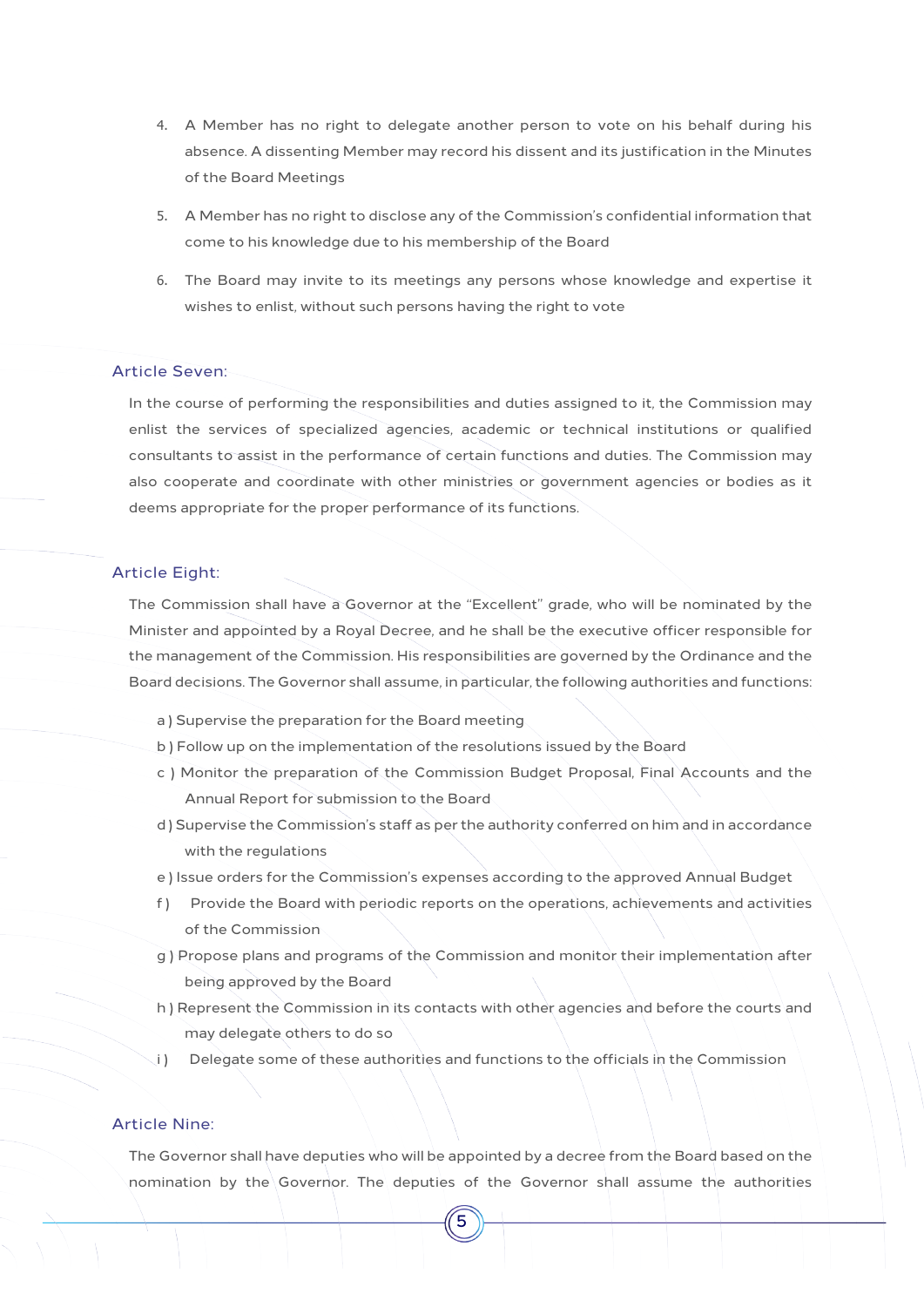4. A Member has no right to delegate another person to vote on his behalf during his absence. A dissenting Member may record his dissent and its justification in the Minutes of the Board Meetings

5. A Member has no right to disclose any of the Commission's confidential information that come to his knowledge due to his membership of the Board

6. The Board may invite to its meetings any persons whose knowledge and expertise it wishes to enlist, without such persons having the right to vote

## Article Seven:

In the course of performing the responsibilities and duties assigned to it, the Commission may enlist the services of specialized agencies, academic or technical institutions or qualified consultants to assist in the performance of certain functions and duties. The Commission may also cooperate and coordinate with other ministries or government agencies or bodies as it deems appropriate for the proper performance of its functions.

## Article Eight:

The Commission shall have a Governor at the "Excellent" grade, who will be nominated by the Minister and appointed by a Royal Decree, and he shall be the executive officer responsible for the management of the Commission. His responsibilities are governed by the Ordinance and the Board decisions. The Governor shall assume, in particular, the following authorities and functions:

a ) Supervise the preparation for the Board meeting

b ) Follow up on the implementation of the resolutions issued by the Board

c ) Monitor the preparation of the Commission Budget Proposal, Final Accounts and the Annual Report for submission to the Board

d ) Supervise the Commission's staff as per the authority conferred on him and in accordance with the regulations

e ) Issue orders for the Commission's expenses according to the approved Annual Budget

f ) Provide the Board with periodic reports on the operations, achievements and activities of the Commission

g ) Propose plans and programs of the Commission and monitor their implementation after being approved by the Board

h ) Represent the Commission in its contacts with other agencies and before the courts and may delegate others to do so

i ) Delegate some of these authorities and functions to the officials in the Commission

## Article Nine:

The Governor shall have deputies who will be appointed by a decree from the Board based on the nomination by the Governor. The deputies of the Governor shall assume the authorities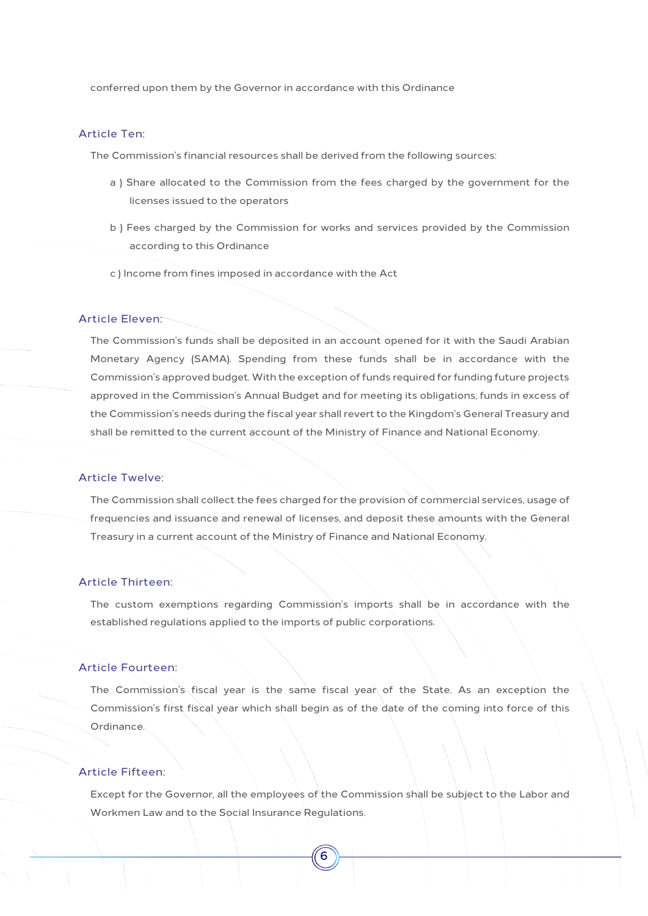conferred upon them by the Governor in accordance with this Ordinance

### Article Ten:

The Commission's financial resources shall be derived from the following sources:

a ) Share allocated to the Commission from the fees charged by the government for the licenses issued to the operators

b ) Fees charged by the Commission for works and services provided by the Commission according to this Ordinance

c ) Income from fines imposed in accordance with the Act

### Article Eleven:

The Commission's funds shall be deposited in an account opened for it with the Saudi Arabian Monetary Agency (SAMA). Spending from these funds shall be in accordance with the Commission's approved budget. With the exception of funds required for funding future projects approved in the Commission's Annual Budget and for meeting its obligations, funds in excess of the Commission's needs during the fiscal year shall revert to the Kingdom's General Treasury and shall be remitted to the current account of the Ministry of Finance and National Economy.

### Article Twelve:

The Commission shall collect the fees charged for the provision of commercial services, usage of frequencies and issuance and renewal of licenses, and deposit these amounts with the General Treasury in a current account of the Ministry of Finance and National Economy.

### Article Thirteen:

The custom exemptions regarding Commission's imports shall be in accordance with the established regulations applied to the imports of public corporations.

### Article Fourteen:

The Commission's fiscal year is the same fiscal year of the State. As an exception the Commission's first fiscal year which shall begin as of the date of the coming into force of this Ordinance.

### Article Fifteen:

Except for the Governor, all the employees of the Commission shall be subject to the Labor and Workmen Law and to the Social Insurance Regulations.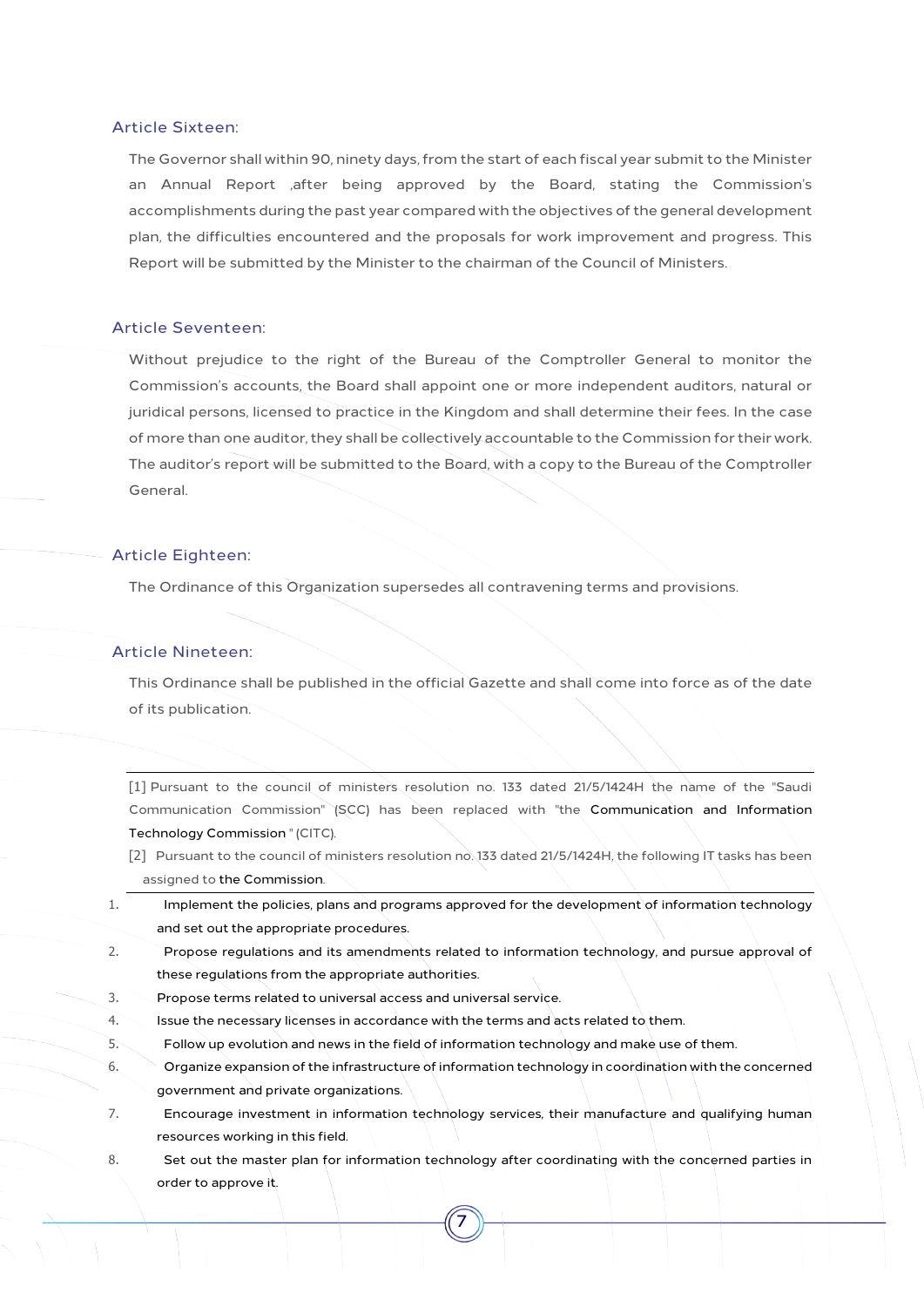## Article Sixteen:

The Governor shall within 90, ninety days, from the start of each fiscal year submit to the Minister an Annual Report ,after being approved by the Board, stating the Commission's accomplishments during the past year compared with the objectives of the general development plan, the difficulties encountered and the proposals for work improvement and progress. This Report will be submitted by the Minister to the chairman of the Council of Ministers.

## Article Seventeen:

Without prejudice to the right of the Bureau of the Comptroller General to monitor the Commission's accounts, the Board shall appoint one or more independent auditors, natural or juridical persons, licensed to practice in the Kingdom and shall determine their fees. In the case of more than one auditor, they shall be collectively accountable to the Commission for their work. The auditor's report will be submitted to the Board, with a copy to the Bureau of the Comptroller General.

## Article Eighteen:

The Ordinance of this Organization supersedes all contravening terms and provisions.

## Article Nineteen:

This Ordinance shall be published in the official Gazette and shall come into force as of the date of its publication.

---

[1] Pursuant to the council of ministers resolution no. 133 dated 21/5/1424H the name of the "Saudi Communication Commission" (SCC) has been replaced with "the Communication and Information Technology Commission " (CITC).

[2] Pursuant to the council of ministers resolution no. 133 dated 21/5/1424H, the following IT tasks has been assigned to the Commission.

---

1. Implement the policies, plans and programs approved for the development of information technology and set out the appropriate procedures.
2. Propose regulations and its amendments related to information technology, and pursue approval of these regulations from the appropriate authorities.
3. Propose terms related to universal access and universal service.
4. Issue the necessary licenses in accordance with the terms and acts related to them.
5. Follow up evolution and news in the field of information technology and make use of them.
6. Organize expansion of the infrastructure of information technology in coordination with the concerned government and private organizations.
7. Encourage investment in information technology services, their manufacture and qualifying human resources working in this field.
8. Set out the master plan for information technology after coordinating with the concerned parties in order to approve it.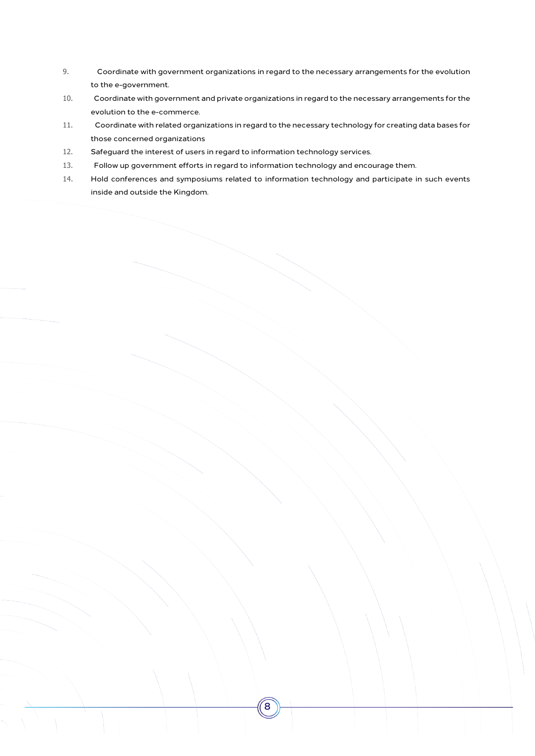9. Coordinate with government organizations in regard to the necessary arrangements for the evolution to the e-government.
10. Coordinate with government and private organizations in regard to the necessary arrangements for the evolution to the e-commerce.
11. Coordinate with related organizations in regard to the necessary technology for creating data bases for those concerned organizations
12. Safeguard the interest of users in regard to information technology services.
13. Follow up government efforts in regard to information technology and encourage them.
14. Hold conferences and symposiums related to information technology and participate in such events inside and outside the Kingdom.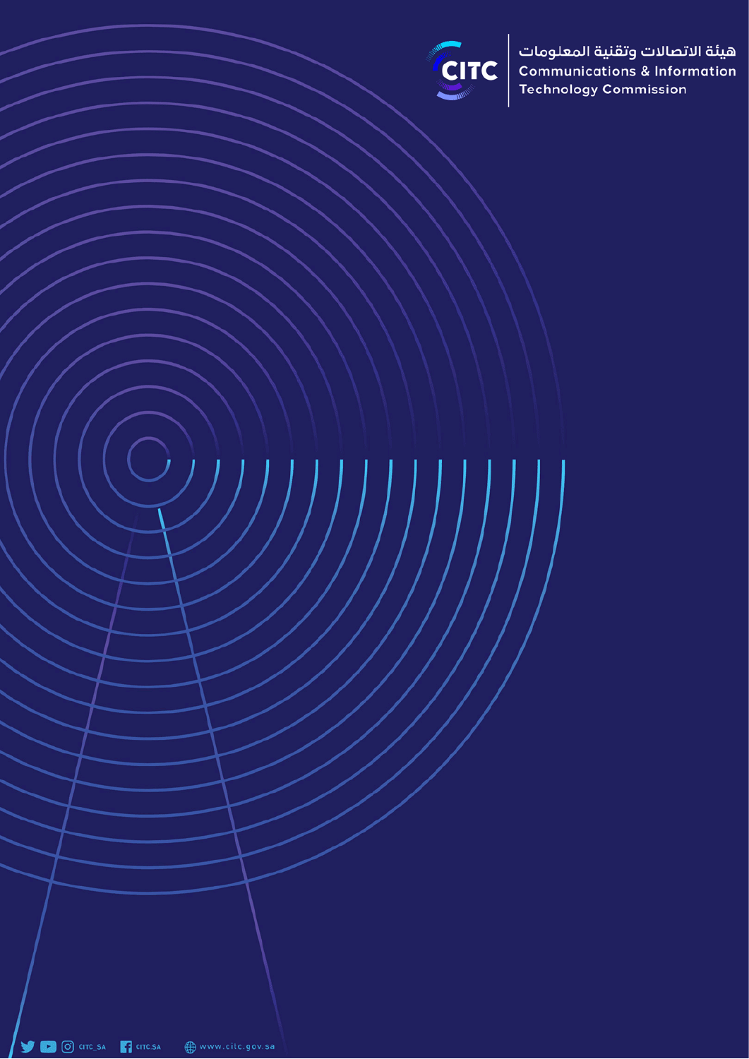هيئة الاتصالات وتقنية المعلومات
Communications & Information Technology Commission

CITC_SA CITC.SA www.citc.gov.sa